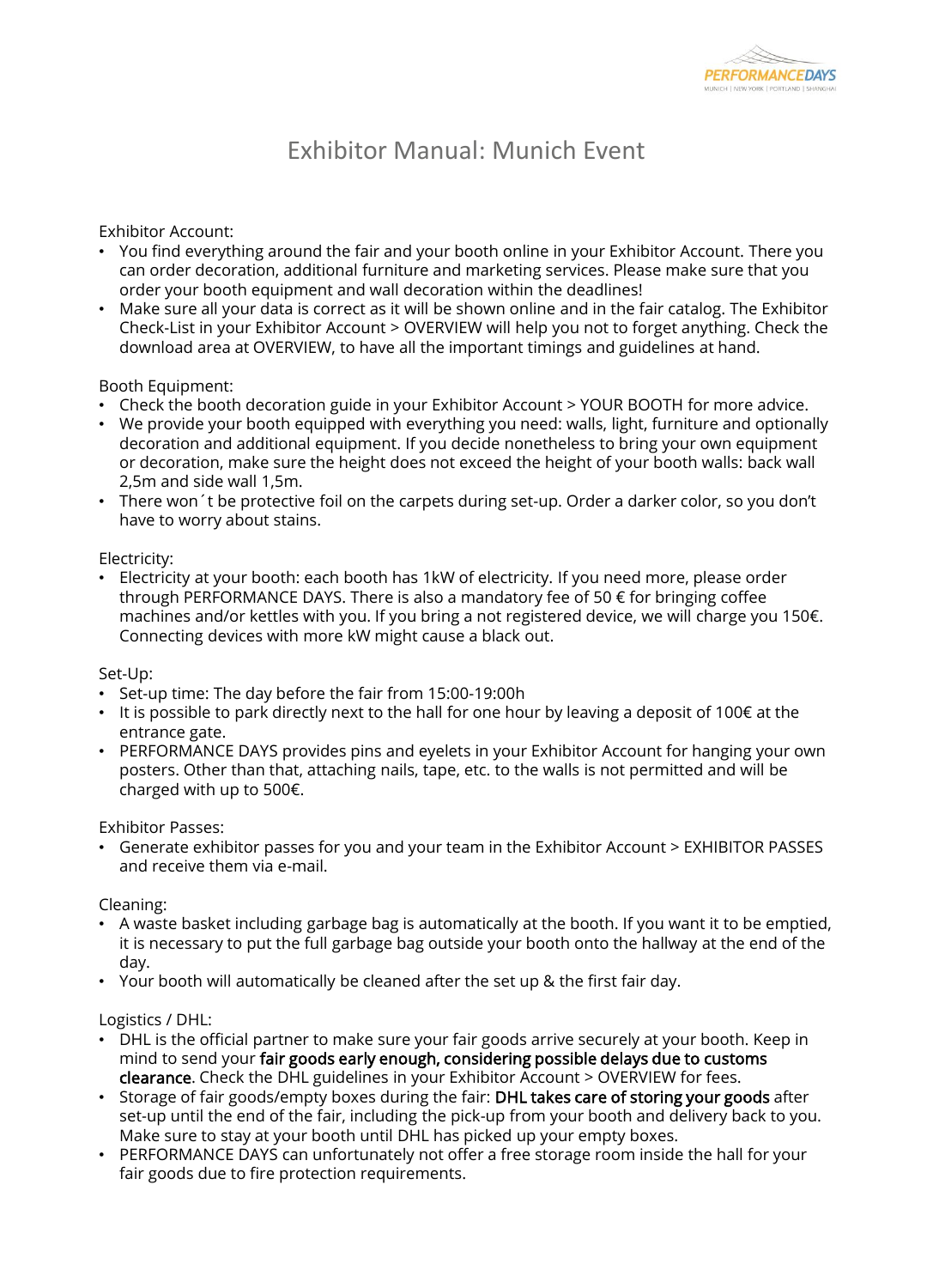# Exhibitor Manual: Munich Event

Exhibitor Account:

- You find everything around the fair and your booth online in your Exhibitor Account. There you can order decoration, additional furniture and marketing services. Please make sure that you order your booth equipment and wall decoration within the deadlines!
- Make sure all your data is correct as it will be shown online and in the fair catalog. The Exhibitor Check-List in your Exhibitor Account > OVERVIEW will help you not to forget anything. Check the download area at OVERVIEW, to have all the important timings and guidelines at hand.

Booth Equipment:

- Check the booth decoration guide in your Exhibitor Account > YOUR BOOTH for more advice.
- We provide your booth equipped with everything you need: walls, light, furniture and optionally decoration and additional equipment. If you decide nonetheless to bring your own equipment or decoration, make sure the height does not exceed the height of your booth walls: back wall 2,5m and side wall 1,5m.
- There won´t be protective foil on the carpets during set-up. Order a darker color, so you don't have to worry about stains.

Electricity:

- Electricity at your booth: each booth has 1kW of electricity. If you need more, please order through PERFORMANCE DAYS. There is also a mandatory fee of 50 € for bringing coffee machines and/or kettles with you. If you bring a not registered device, we will charge you 150€. Connecting devices with more kW might cause a black out.

Set-Up:

- Set-up time: The day before the fair from 15:00-19:00h
- It is possible to park directly next to the hall for one hour by leaving a deposit of 100€ at the entrance gate.
- PERFORMANCE DAYS provides pins and eyelets in your Exhibitor Account for hanging your own posters. Other than that, attaching nails, tape, etc. to the walls is not permitted and will be charged with up to 500€.

Exhibitor Passes:

- Generate exhibitor passes for you and your team in the Exhibitor Account > EXHIBITOR PASSES and receive them via e-mail.

Cleaning:

- A waste basket including garbage bag is automatically at the booth. If you want it to be emptied, it is necessary to put the full garbage bag outside your booth onto the hallway at the end of the day.
- Your booth will automatically be cleaned after the set up & the first fair day.

Logistics / DHL:

- DHL is the official partner to make sure your fair goods arrive securely at your booth. Keep in mind to send your **fair goods early enough, considering possible delays due to customs clearance**. Check the DHL guidelines in your Exhibitor Account > OVERVIEW for fees.
- Storage of fair goods/empty boxes during the fair: **DHL takes care of storing your goods** after set-up until the end of the fair, including the pick-up from your booth and delivery back to you. Make sure to stay at your booth until DHL has picked up your empty boxes.
- PERFORMANCE DAYS can unfortunately not offer a free storage room inside the hall for your fair goods due to fire protection requirements.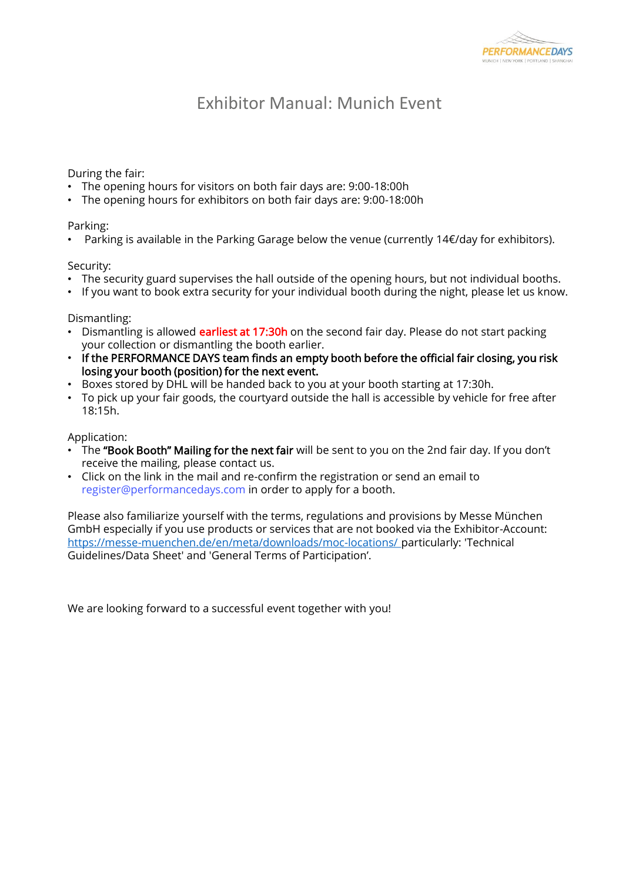# Exhibitor Manual: Munich Event

During the fair:

- The opening hours for visitors on both fair days are: 9:00-18:00h
- The opening hours for exhibitors on both fair days are: 9:00-18:00h

Parking:

- Parking is available in the Parking Garage below the venue (currently 14€/day for exhibitors).

Security:

- The security guard supervises the hall outside of the opening hours, but not individual booths.
- If you want to book extra security for your individual booth during the night, please let us know.

Dismantling:

- Dismantling is allowed **earliest at 17:30h** on the second fair day. Please do not start packing your collection or dismantling the booth earlier.
- **If the PERFORMANCE DAYS team finds an empty booth before the official fair closing, you risk losing your booth (position) for the next event.**
- Boxes stored by DHL will be handed back to you at your booth starting at 17:30h.
- To pick up your fair goods, the courtyard outside the hall is accessible by vehicle for free after 18:15h.

Application:

- The **"Book Booth" Mailing for the next fair** will be sent to you on the 2nd fair day. If you don't receive the mailing, please contact us.
- Click on the link in the mail and re-confirm the registration or send an email to register@performancedays.com in order to apply for a booth.

Please also familiarize yourself with the terms, regulations and provisions by Messe München GmbH especially if you use products or services that are not booked via the Exhibitor-Account: https://messe-muenchen.de/en/meta/downloads/moc-locations/ particularly: 'Technical Guidelines/Data Sheet' and 'General Terms of Participation'.

We are looking forward to a successful event together with you!